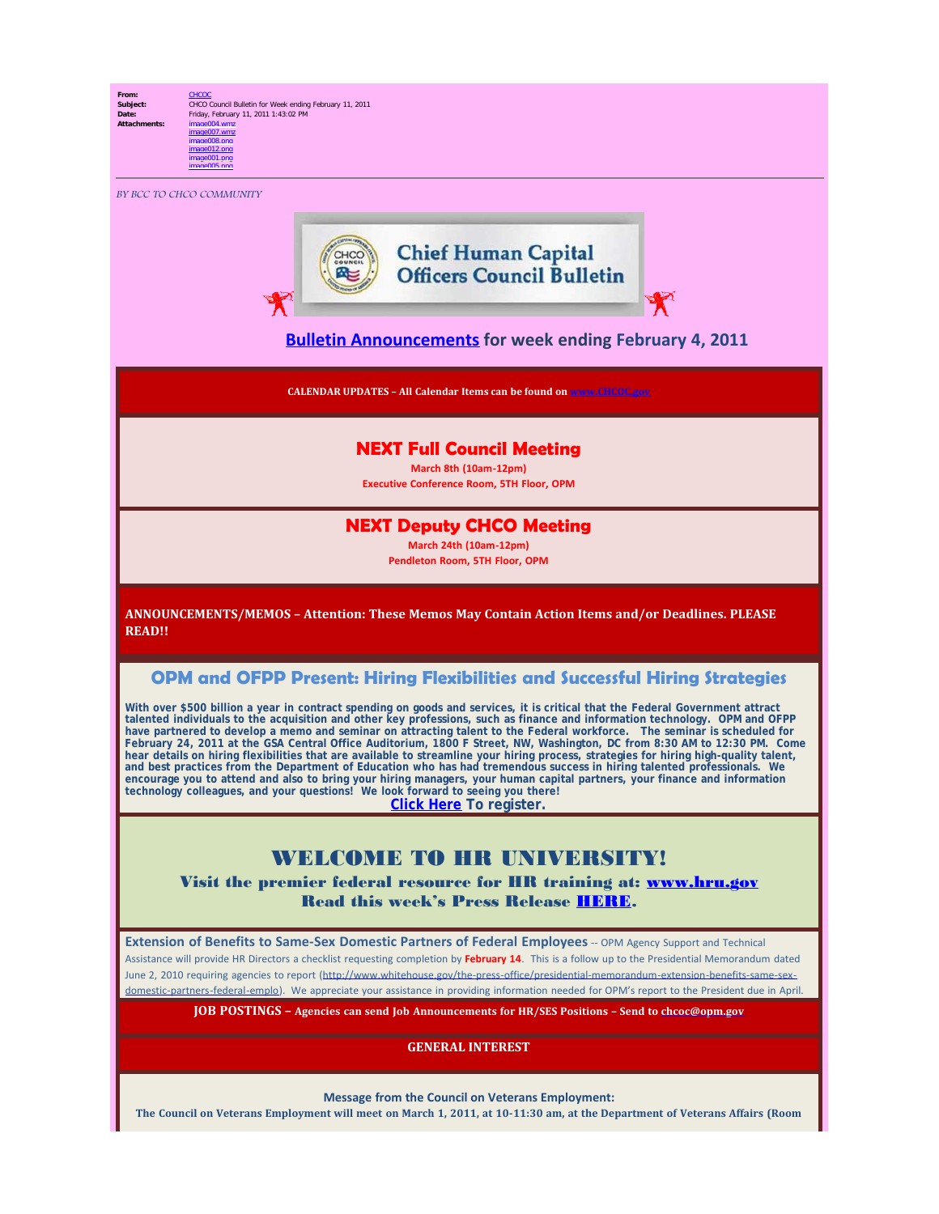**From:** CHCOC
**Subject:** CHCO Council Bulletin for Week ending February 11, 2011
**Date:** Friday, February 11, 2011 1:43:02 PM
**Attachments:** image004.wmz
image007.wmz
image008.png
image012.png
image001.png
image005.png

*BY BCC TO CHCO COMMUNITY*

# Chief Human Capital Officers Council Bulletin

## Bulletin Announcements for week ending February 4, 2011

**CALENDAR UPDATES – All Calendar Items can be found on www.CHCOC.gov**

### NEXT Full Council Meeting

**March 8th (10am-12pm)**
**Executive Conference Room, 5TH Floor, OPM**

### NEXT Deputy CHCO Meeting

**March 24th (10am-12pm)**
**Pendleton Room, 5TH Floor, OPM**

**ANNOUNCEMENTS/MEMOS – Attention: These Memos May Contain Action Items and/or Deadlines. PLEASE READ!!**

### OPM and OFPP Present: Hiring Flexibilities and Successful Hiring Strategies

**With over $500 billion a year in contract spending on goods and services, it is critical that the Federal Government attract talented individuals to the acquisition and other key professions, such as finance and information technology. OPM and OFPP have partnered to develop a memo and seminar on attracting talent to the Federal workforce. The seminar is scheduled for February 24, 2011 at the GSA Central Office Auditorium, 1800 F Street, NW, Washington, DC from 8:30 AM to 12:30 PM. Come hear details on hiring flexibilities that are available to streamline your hiring process, strategies for hiring high-quality talent, and best practices from the Department of Education who has had tremendous success in hiring talented professionals. We encourage you to attend and also to bring your hiring managers, your human capital partners, your finance and information technology colleagues, and your questions! We look forward to seeing you there!**

**Click Here To register.**

### WELCOME TO HR UNIVERSITY!

**Visit the premier federal resource for HR training at: www.hru.gov**
**Read this week's Press Release HERE.**

**Extension of Benefits to Same-Sex Domestic Partners of Federal Employees** -- OPM Agency Support and Technical Assistance will provide HR Directors a checklist requesting completion by **February 14**. This is a follow up to the Presidential Memorandum dated June 2, 2010 requiring agencies to report (http://www.whitehouse.gov/the-press-office/presidential-memorandum-extension-benefits-same-sex-domestic-partners-federal-emplo). We appreciate your assistance in providing information needed for OPM's report to the President due in April.

**JOB POSTINGS – Agencies can send Job Announcements for HR/SES Positions – Send to chcoc@opm.gov**

**GENERAL INTEREST**

**Message from the Council on Veterans Employment:**

**The Council on Veterans Employment will meet on March 1, 2011, at 10-11:30 am, at the Department of Veterans Affairs (Room**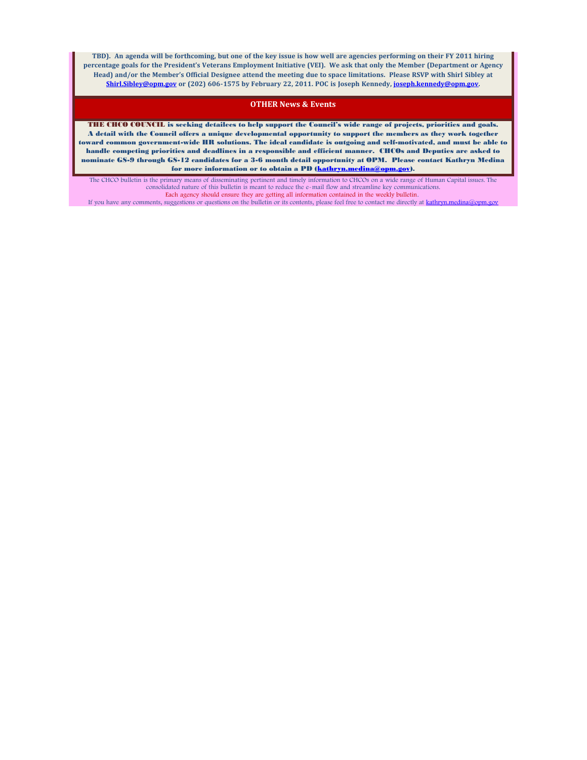**TBD). An agenda will be forthcoming, but one of the key issue is how well are agencies performing on their FY 2011 hiring percentage goals for the President's Veterans Employment Initiative (VEI). We ask that only the Member (Department or Agency Head) and/or the Member's Official Designee attend the meeting due to space limitations. Please RSVP with Shirl Sibley at [Shirl.Sibley@opm.gov](mailto:Shirl.Sibley@opm.gov) or (202) 606-1575 by February 22, 2011. POC is Joseph Kennedy, [joseph.kennedy@opm.gov](mailto:joseph.kennedy@opm.gov).**

## OTHER News & Events

**THE CHCO COUNCIL is seeking detailees to help support the Council's wide range of projects, priorities and goals. A detail with the Council offers a unique developmental opportunity to support the members as they work together toward common government-wide HR solutions. The ideal candidate is outgoing and self-motivated, and must be able to handle competing priorities and deadlines in a responsible and efficient manner. CHCOs and Deputies are asked to nominate GS-9 through GS-12 candidates for a 3-6 month detail opportunity at OPM. Please contact Kathryn Medina for more information or to obtain a PD ([kathryn.medina@opm.gov](mailto:kathryn.medina@opm.gov)).**

The CHCO bulletin is the primary means of disseminating pertinent and timely information to CHCOs on a wide range of Human Capital issues. The consolidated nature of this bulletin is meant to reduce the e-mail flow and streamline key communications.

Each agency should ensure they are getting all information contained in the weekly bulletin.

If you have any comments, suggestions or questions on the bulletin or its contents, please feel free to contact me directly at [kathryn.medina@opm.gov](mailto:kathryn.medina@opm.gov)